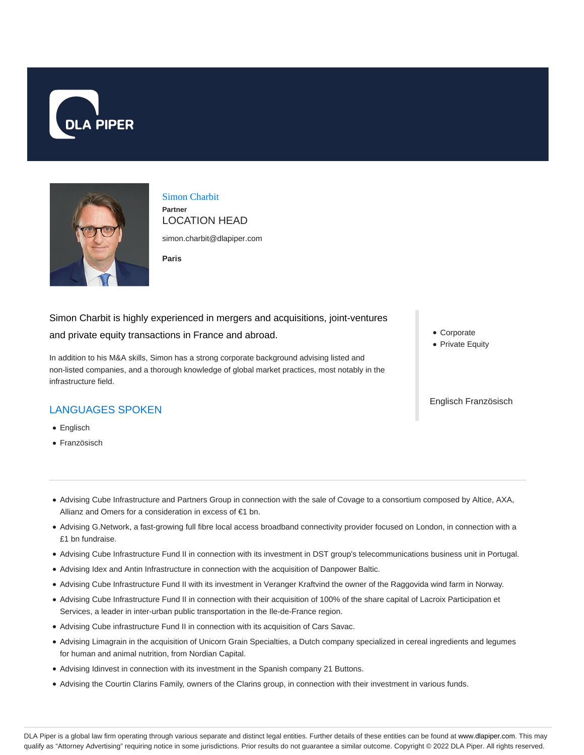DLA PIPER

# Simon Charbit

**Partner**

LOCATION HEAD

simon.charbit@dlapiper.com

**Paris**

Simon Charbit is highly experienced in mergers and acquisitions, joint-ventures and private equity transactions in France and abroad.

In addition to his M&A skills, Simon has a strong corporate background advising listed and non-listed companies, and a thorough knowledge of global market practices, most notably in the infrastructure field.

- Corporate
- Private Equity

Englisch Französisch

## LANGUAGES SPOKEN

- Englisch
- Französisch

---

- Advising Cube Infrastructure and Partners Group in connection with the sale of Covage to a consortium composed by Altice, AXA, Allianz and Omers for a consideration in excess of €1 bn.
- Advising G.Network, a fast-growing full fibre local access broadband connectivity provider focused on London, in connection with a £1 bn fundraise.
- Advising Cube Infrastructure Fund II in connection with its investment in DST group's telecommunications business unit in Portugal.
- Advising Idex and Antin Infrastructure in connection with the acquisition of Danpower Baltic.
- Advising Cube Infrastructure Fund II with its investment in Veranger Kraftvind the owner of the Raggovida wind farm in Norway.
- Advising Cube Infrastructure Fund II in connection with their acquisition of 100% of the share capital of Lacroix Participation et Services, a leader in inter-urban public transportation in the Ile-de-France region.
- Advising Cube infrastructure Fund II in connection with its acquisition of Cars Savac.
- Advising Limagrain in the acquisition of Unicorn Grain Specialties, a Dutch company specialized in cereal ingredients and legumes for human and animal nutrition, from Nordian Capital.
- Advising Idinvest in connection with its investment in the Spanish company 21 Buttons.
- Advising the Courtin Clarins Family, owners of the Clarins group, in connection with their investment in various funds.

DLA Piper is a global law firm operating through various separate and distinct legal entities. Further details of these entities can be found at www.dlapiper.com. This may qualify as "Attorney Advertising" requiring notice in some jurisdictions. Prior results do not guarantee a similar outcome. Copyright © 2022 DLA Piper. All rights reserved.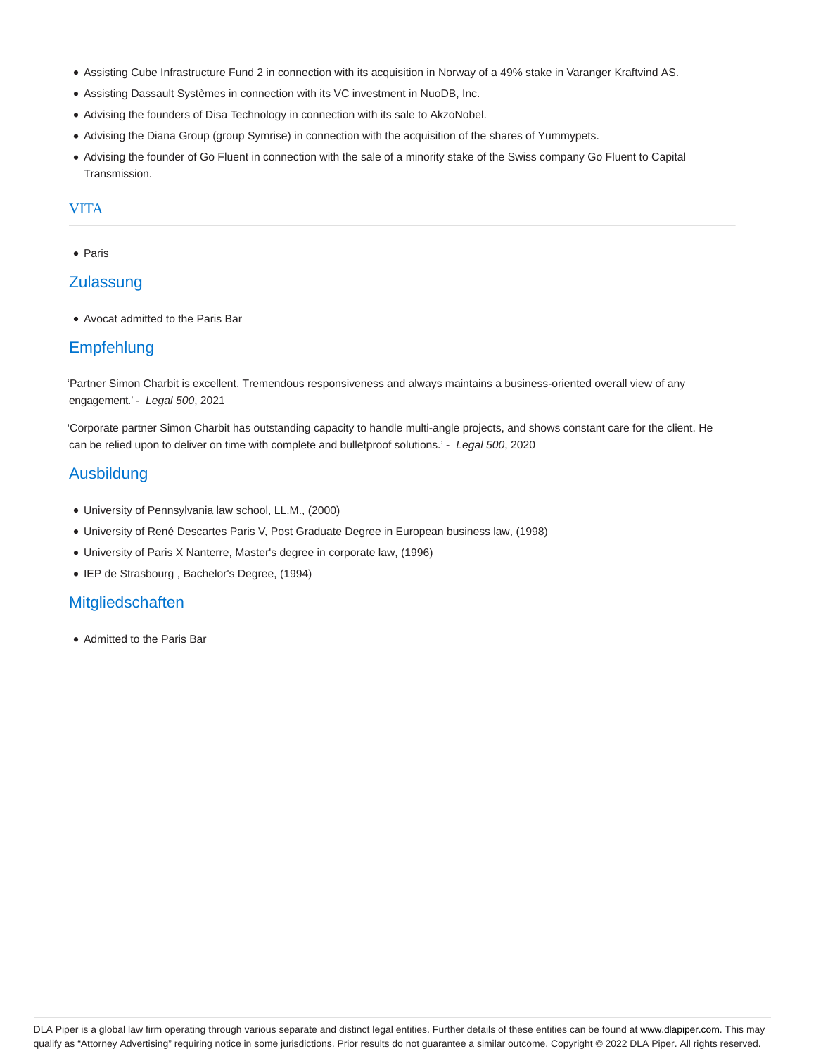- Assisting Cube Infrastructure Fund 2 in connection with its acquisition in Norway of a 49% stake in Varanger Kraftvind AS.
- Assisting Dassault Systèmes in connection with its VC investment in NuoDB, Inc.
- Advising the founders of Disa Technology in connection with its sale to AkzoNobel.
- Advising the Diana Group (group Symrise) in connection with the acquisition of the shares of Yummypets.
- Advising the founder of Go Fluent in connection with the sale of a minority stake of the Swiss company Go Fluent to Capital Transmission.

## VITA

- Paris

## Zulassung

- Avocat admitted to the Paris Bar

## Empfehlung

'Partner Simon Charbit is excellent. Tremendous responsiveness and always maintains a business-oriented overall view of any engagement.' - *Legal 500*, 2021

'Corporate partner Simon Charbit has outstanding capacity to handle multi-angle projects, and shows constant care for the client. He can be relied upon to deliver on time with complete and bulletproof solutions.' - *Legal 500*, 2020

## Ausbildung

- University of Pennsylvania law school, LL.M., (2000)
- University of René Descartes Paris V, Post Graduate Degree in European business law, (1998)
- University of Paris X Nanterre, Master's degree in corporate law, (1996)
- IEP de Strasbourg , Bachelor's Degree, (1994)

## Mitgliedschaften

- Admitted to the Paris Bar

DLA Piper is a global law firm operating through various separate and distinct legal entities. Further details of these entities can be found at www.dlapiper.com. This may qualify as "Attorney Advertising" requiring notice in some jurisdictions. Prior results do not guarantee a similar outcome. Copyright © 2022 DLA Piper. All rights reserved.